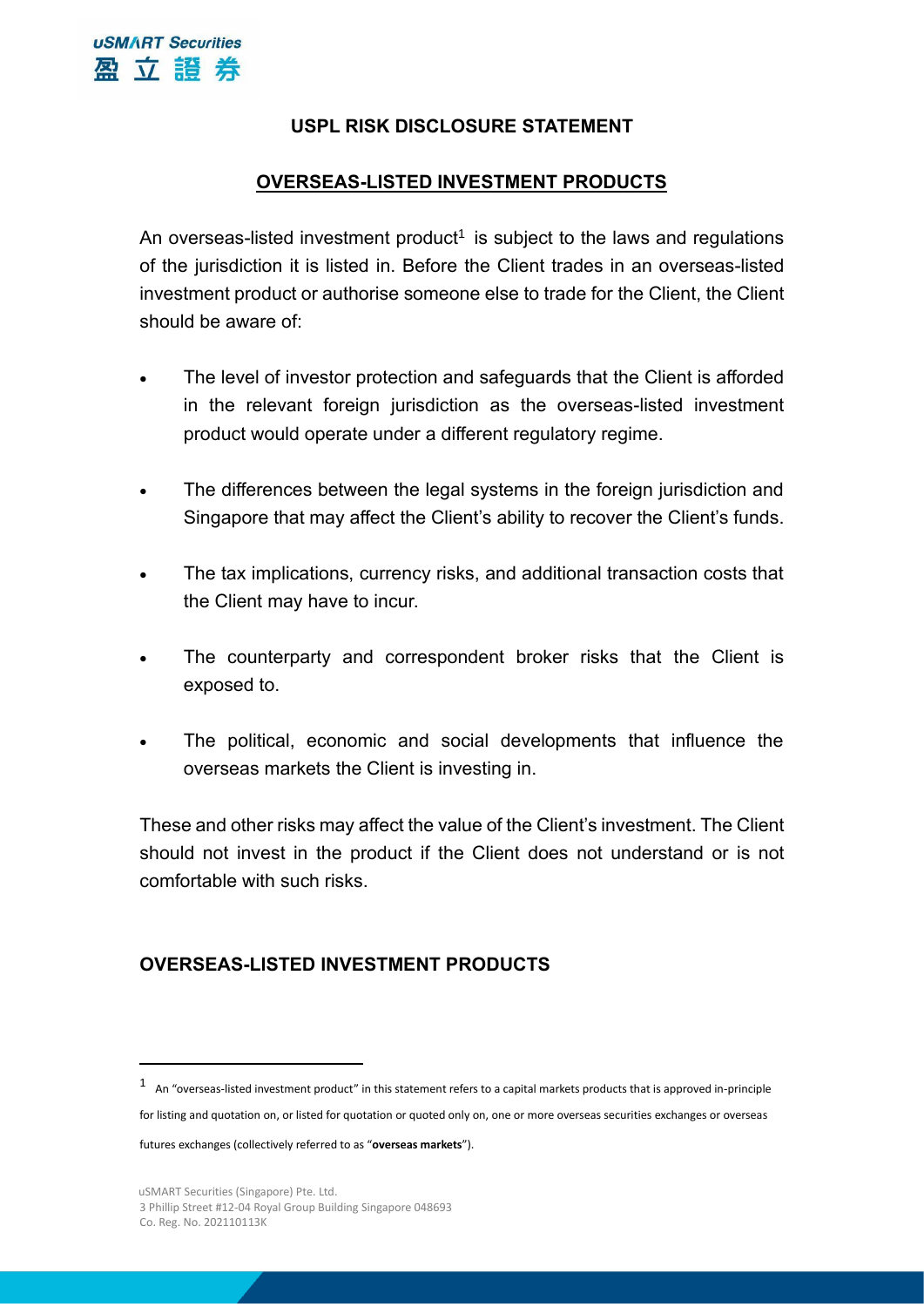# USPL RISK DISCLOSURE STATEMENT

## OVERSEAS-LISTED INVESTMENT PRODUCTS

An overseas-listed investment product[1] is subject to the laws and regulations of the jurisdiction it is listed in. Before the Client trades in an overseas-listed investment product or authorise someone else to trade for the Client, the Client should be aware of:

- The level of investor protection and safeguards that the Client is afforded in the relevant foreign jurisdiction as the overseas-listed investment product would operate under a different regulatory regime.
- The differences between the legal systems in the foreign jurisdiction and Singapore that may affect the Client's ability to recover the Client's funds.
- The tax implications, currency risks, and additional transaction costs that the Client may have to incur.
- The counterparty and correspondent broker risks that the Client is exposed to.
- The political, economic and social developments that influence the overseas markets the Client is investing in.

These and other risks may affect the value of the Client's investment. The Client should not invest in the product if the Client does not understand or is not comfortable with such risks.

## OVERSEAS-LISTED INVESTMENT PRODUCTS

[1] An "overseas-listed investment product" in this statement refers to a capital markets products that is approved in-principle for listing and quotation on, or listed for quotation or quoted only on, one or more overseas securities exchanges or overseas futures exchanges (collectively referred to as "**overseas markets**").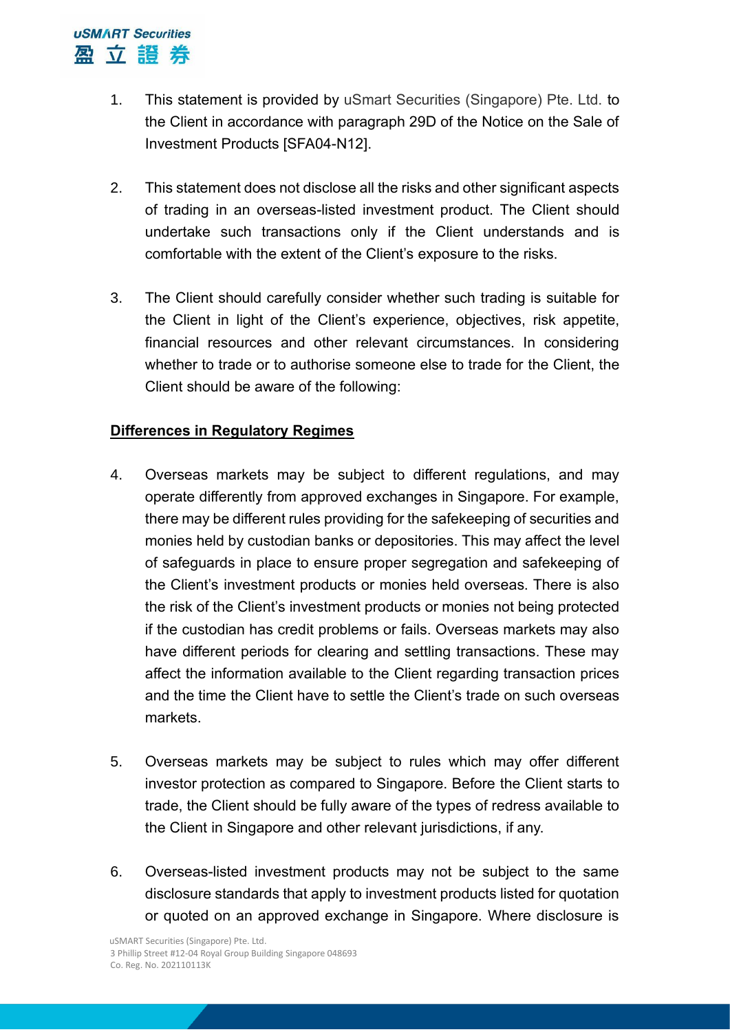1. This statement is provided by uSmart Securities (Singapore) Pte. Ltd. to the Client in accordance with paragraph 29D of the Notice on the Sale of Investment Products [SFA04-N12].

2. This statement does not disclose all the risks and other significant aspects of trading in an overseas-listed investment product. The Client should undertake such transactions only if the Client understands and is comfortable with the extent of the Client's exposure to the risks.

3. The Client should carefully consider whether such trading is suitable for the Client in light of the Client's experience, objectives, risk appetite, financial resources and other relevant circumstances. In considering whether to trade or to authorise someone else to trade for the Client, the Client should be aware of the following:

**<u>Differences in Regulatory Regimes</u>**

4. Overseas markets may be subject to different regulations, and may operate differently from approved exchanges in Singapore. For example, there may be different rules providing for the safekeeping of securities and monies held by custodian banks or depositories. This may affect the level of safeguards in place to ensure proper segregation and safekeeping of the Client's investment products or monies held overseas. There is also the risk of the Client's investment products or monies not being protected if the custodian has credit problems or fails. Overseas markets may also have different periods for clearing and settling transactions. These may affect the information available to the Client regarding transaction prices and the time the Client have to settle the Client's trade on such overseas markets.

5. Overseas markets may be subject to rules which may offer different investor protection as compared to Singapore. Before the Client starts to trade, the Client should be fully aware of the types of redress available to the Client in Singapore and other relevant jurisdictions, if any.

6. Overseas-listed investment products may not be subject to the same disclosure standards that apply to investment products listed for quotation or quoted on an approved exchange in Singapore. Where disclosure is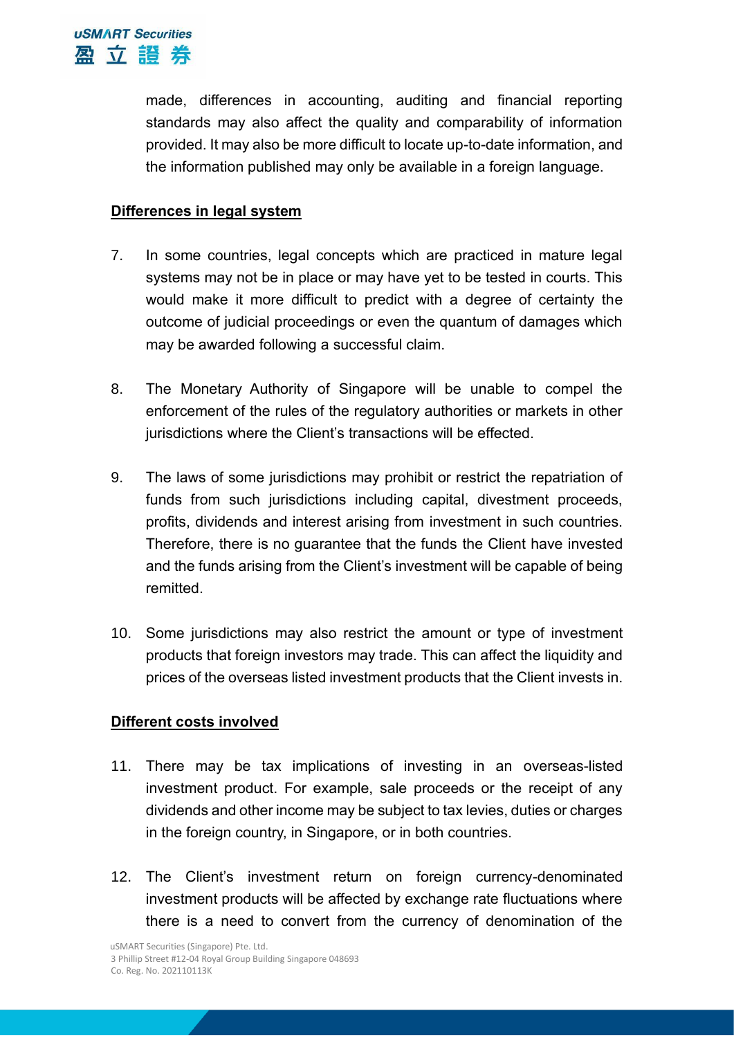made, differences in accounting, auditing and financial reporting standards may also affect the quality and comparability of information provided. It may also be more difficult to locate up-to-date information, and the information published may only be available in a foreign language.

**Differences in legal system**

7. In some countries, legal concepts which are practiced in mature legal systems may not be in place or may have yet to be tested in courts. This would make it more difficult to predict with a degree of certainty the outcome of judicial proceedings or even the quantum of damages which may be awarded following a successful claim.

8. The Monetary Authority of Singapore will be unable to compel the enforcement of the rules of the regulatory authorities or markets in other jurisdictions where the Client's transactions will be effected.

9. The laws of some jurisdictions may prohibit or restrict the repatriation of funds from such jurisdictions including capital, divestment proceeds, profits, dividends and interest arising from investment in such countries. Therefore, there is no guarantee that the funds the Client have invested and the funds arising from the Client's investment will be capable of being remitted.

10. Some jurisdictions may also restrict the amount or type of investment products that foreign investors may trade. This can affect the liquidity and prices of the overseas listed investment products that the Client invests in.

**Different costs involved**

11. There may be tax implications of investing in an overseas-listed investment product. For example, sale proceeds or the receipt of any dividends and other income may be subject to tax levies, duties or charges in the foreign country, in Singapore, or in both countries.

12. The Client's investment return on foreign currency-denominated investment products will be affected by exchange rate fluctuations where there is a need to convert from the currency of denomination of the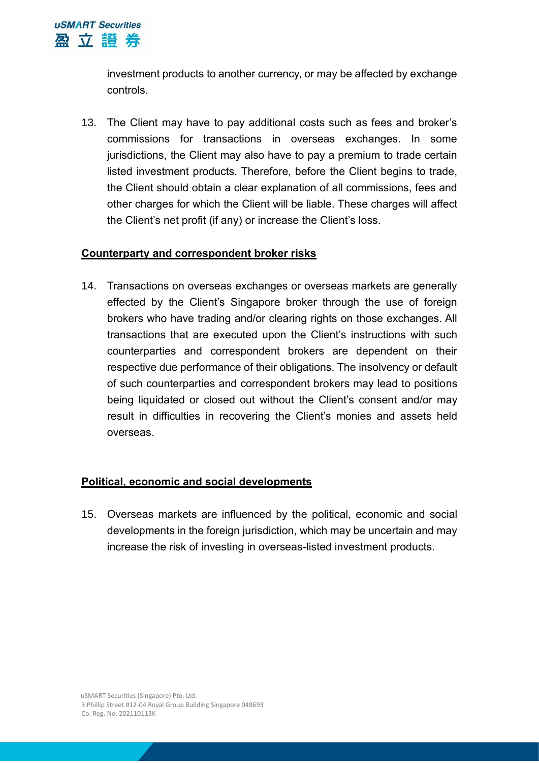investment products to another currency, or may be affected by exchange controls.

13. The Client may have to pay additional costs such as fees and broker's commissions for transactions in overseas exchanges. In some jurisdictions, the Client may also have to pay a premium to trade certain listed investment products. Therefore, before the Client begins to trade, the Client should obtain a clear explanation of all commissions, fees and other charges for which the Client will be liable. These charges will affect the Client's net profit (if any) or increase the Client's loss.

**Counterparty and correspondent broker risks**

14. Transactions on overseas exchanges or overseas markets are generally effected by the Client's Singapore broker through the use of foreign brokers who have trading and/or clearing rights on those exchanges. All transactions that are executed upon the Client's instructions with such counterparties and correspondent brokers are dependent on their respective due performance of their obligations. The insolvency or default of such counterparties and correspondent brokers may lead to positions being liquidated or closed out without the Client's consent and/or may result in difficulties in recovering the Client's monies and assets held overseas.

**Political, economic and social developments**

15. Overseas markets are influenced by the political, economic and social developments in the foreign jurisdiction, which may be uncertain and may increase the risk of investing in overseas-listed investment products.